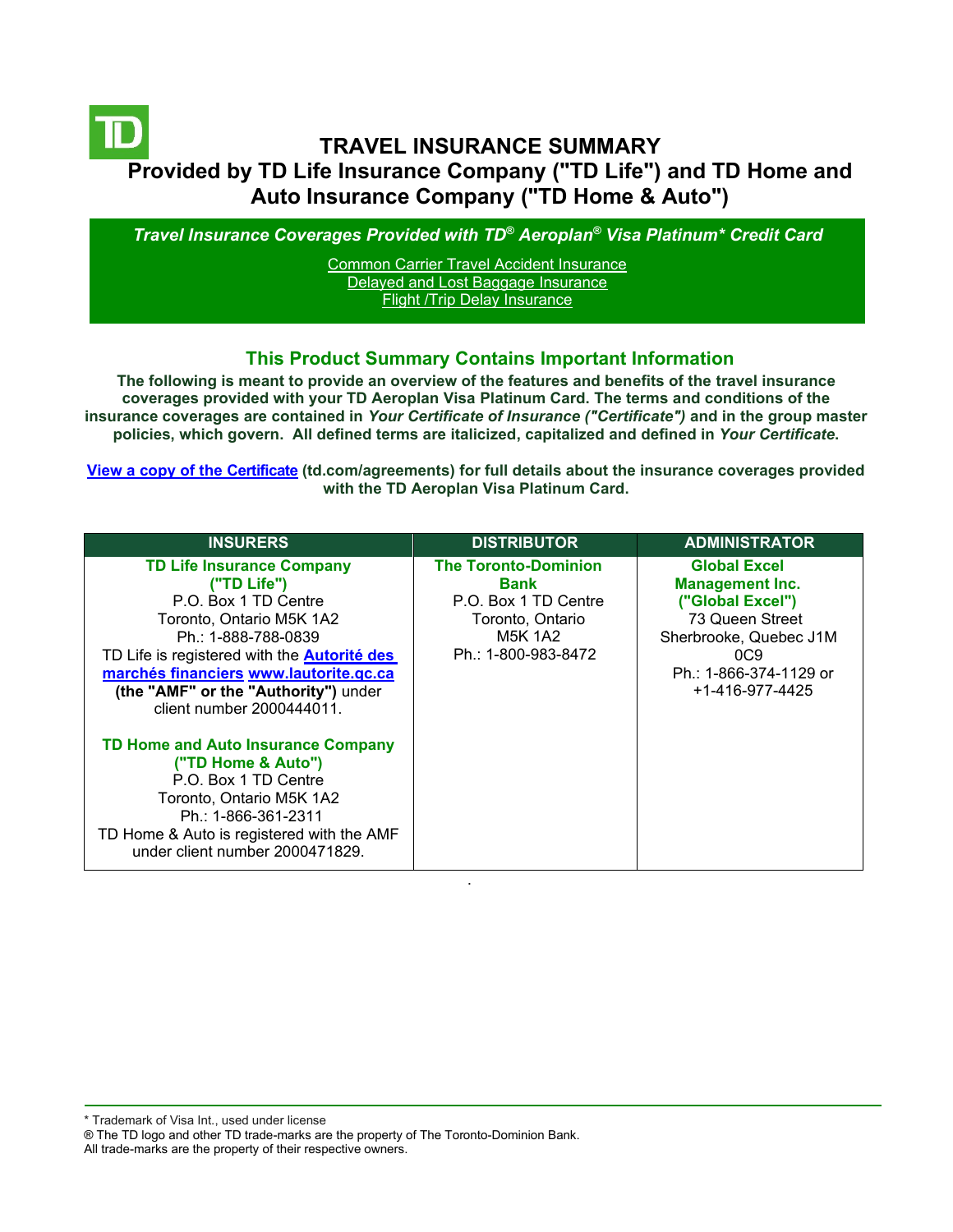# TRAVEL INSURANCE SUMMARY

## Provided by TD Life Insurance Company ("TD Life") and TD Home and Auto Insurance Company ("TD Home & Auto")

***Travel Insurance Coverages Provided with TD® Aeroplan® Visa Platinum* Credit Card***

Common Carrier Travel Accident Insurance
Delayed and Lost Baggage Insurance
Flight /Trip Delay Insurance

## This Product Summary Contains Important Information

**The following is meant to provide an overview of the features and benefits of the travel insurance coverages provided with your TD Aeroplan Visa Platinum Card. The terms and conditions of the insurance coverages are contained in *Your Certificate of Insurance ("Certificate")* and in the group master policies, which govern. All defined terms are italicized, capitalized and defined in *Your Certificate*.**

**View a copy of the Certificate (td.com/agreements) for full details about the insurance coverages provided with the TD Aeroplan Visa Platinum Card.**

| INSURERS | DISTRIBUTOR | ADMINISTRATOR |
|---|---|---|
| **TD Life Insurance Company ("TD Life")**<br>P.O. Box 1 TD Centre<br>Toronto, Ontario M5K 1A2<br>Ph.: 1-888-788-0839<br>TD Life is registered with the **Autorité des marchés financiers www.lautorite.qc.ca (the "AMF" or the "Authority")** under client number 2000444011.<br><br>**TD Home and Auto Insurance Company ("TD Home & Auto")**<br>P.O. Box 1 TD Centre<br>Toronto, Ontario M5K 1A2<br>Ph.: 1-866-361-2311<br>TD Home & Auto is registered with the AMF under client number 2000471829. | **The Toronto-Dominion Bank**<br>P.O. Box 1 TD Centre<br>Toronto, Ontario<br>M5K 1A2<br>Ph.: 1-800-983-8472 | **Global Excel Management Inc. ("Global Excel")**<br>73 Queen Street<br>Sherbrooke, Quebec J1M 0C9<br>Ph.: 1-866-374-1129 or +1-416-977-4425 |

* Trademark of Visa Int., used under license
® The TD logo and other TD trade-marks are the property of The Toronto-Dominion Bank.
All trade-marks are the property of their respective owners.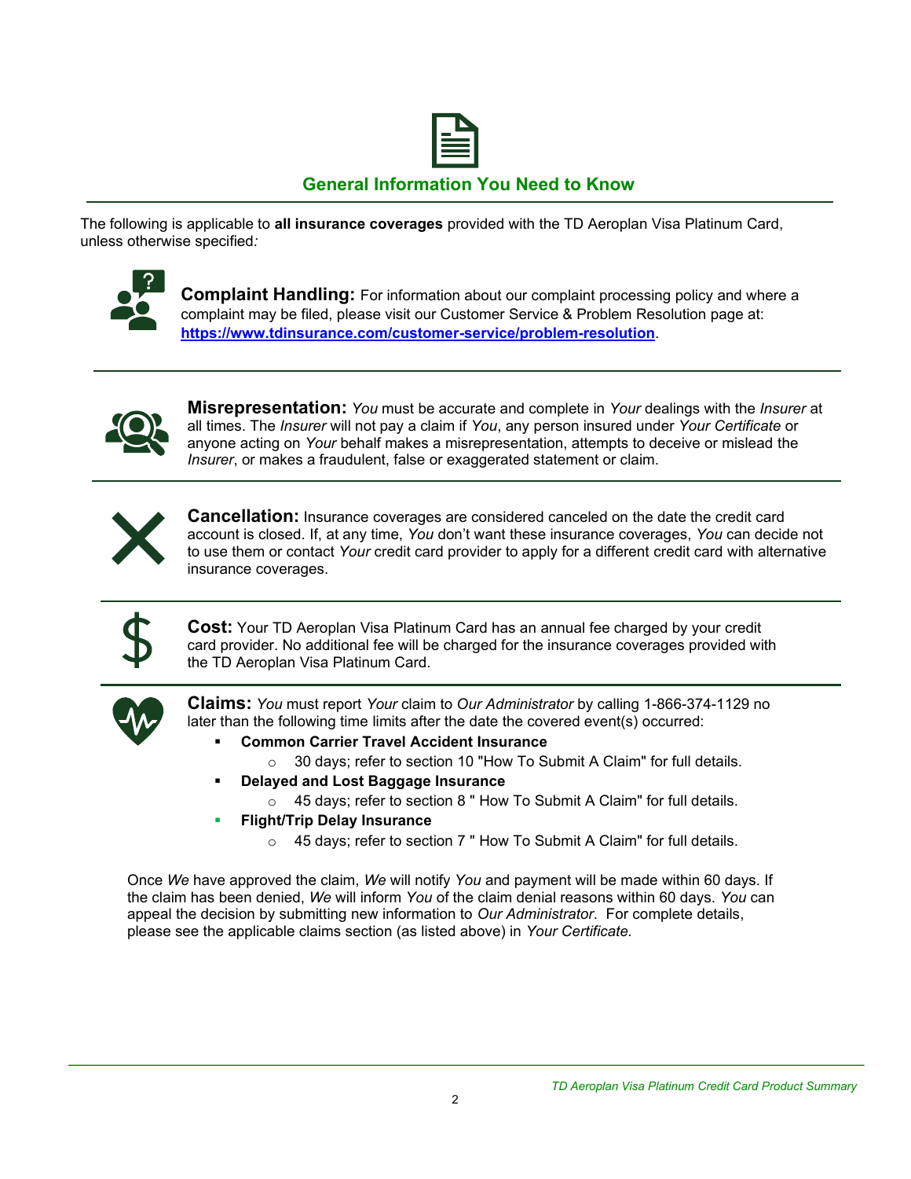## General Information You Need to Know

The following is applicable to **all insurance coverages** provided with the TD Aeroplan Visa Platinum Card, unless otherwise specified*:*

**Complaint Handling:** For information about our complaint processing policy and where a complaint may be filed, please visit our Customer Service & Problem Resolution page at: **https://www.tdinsurance.com/customer-service/problem-resolution**.

**Misrepresentation:** *You* must be accurate and complete in *Your* dealings with the *Insurer* at all times. The *Insurer* will not pay a claim if *You*, any person insured under *Your Certificate* or anyone acting on *Your* behalf makes a misrepresentation, attempts to deceive or mislead the *Insurer*, or makes a fraudulent, false or exaggerated statement or claim.

**Cancellation:** Insurance coverages are considered canceled on the date the credit card account is closed. If, at any time, *You* don't want these insurance coverages, *You* can decide not to use them or contact *Your* credit card provider to apply for a different credit card with alternative insurance coverages.

**Cost:** Your TD Aeroplan Visa Platinum Card has an annual fee charged by your credit card provider. No additional fee will be charged for the insurance coverages provided with the TD Aeroplan Visa Platinum Card.

**Claims:** *You* must report *Your* claim to *Our Administrator* by calling 1-866-374-1129 no later than the following time limits after the date the covered event(s) occurred:

- **Common Carrier Travel Accident Insurance**
  - 30 days; refer to section 10 "How To Submit A Claim" for full details.
- **Delayed and Lost Baggage Insurance**
  - 45 days; refer to section 8 " How To Submit A Claim" for full details.
- **Flight/Trip Delay Insurance**
  - 45 days; refer to section 7 " How To Submit A Claim" for full details.

Once *We* have approved the claim, *We* will notify *You* and payment will be made within 60 days. If the claim has been denied, *We* will inform *You* of the claim denial reasons within 60 days. *You* can appeal the decision by submitting new information to *Our Administrator*. For complete details, please see the applicable claims section (as listed above) in *Your Certificate.*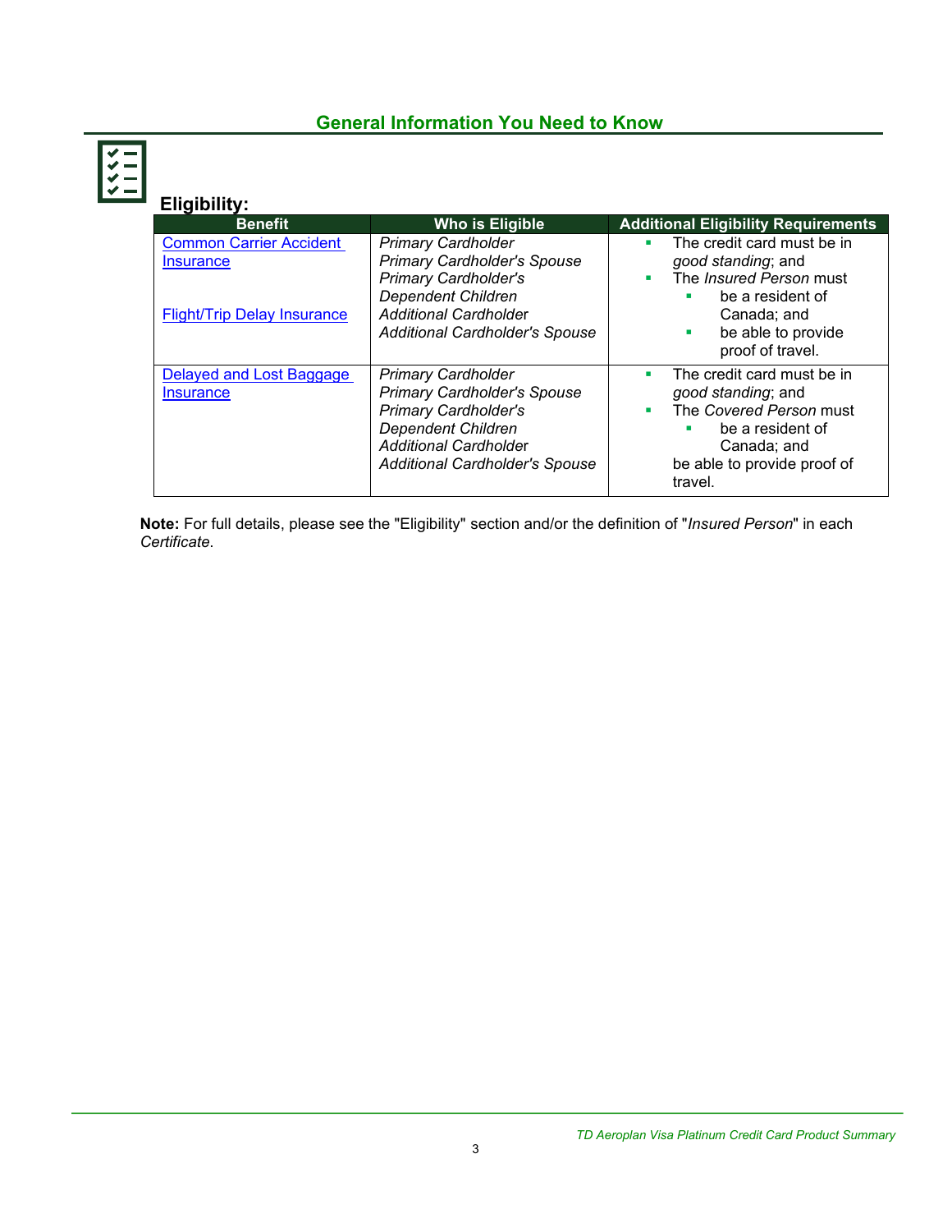## General Information You Need to Know

### Eligibility:

| Benefit | Who is Eligible | Additional Eligibility Requirements |
| --- | --- | --- |
| Common Carrier Accident Insurance<br><br>Flight/Trip Delay Insurance | *Primary Cardholder*<br>*Primary Cardholder's Spouse*<br>*Primary Cardholder's Dependent Children*<br>*Additional Cardholder*<br>*Additional Cardholder's Spouse* | ▪ The credit card must be in *good standing*; and<br>▪ The *Insured Person* must<br>&nbsp;&nbsp;▪ be a resident of Canada; and<br>&nbsp;&nbsp;▪ be able to provide proof of travel. |
| Delayed and Lost Baggage Insurance | *Primary Cardholder*<br>*Primary Cardholder's Spouse*<br>*Primary Cardholder's Dependent Children*<br>*Additional Cardholder*<br>*Additional Cardholder's Spouse* | ▪ The credit card must be in *good standing*; and<br>▪ The *Covered Person* must<br>&nbsp;&nbsp;▪ be a resident of Canada; and<br>be able to provide proof of travel. |

**Note:** For full details, please see the "Eligibility" section and/or the definition of "*Insured Person*" in each *Certificate*.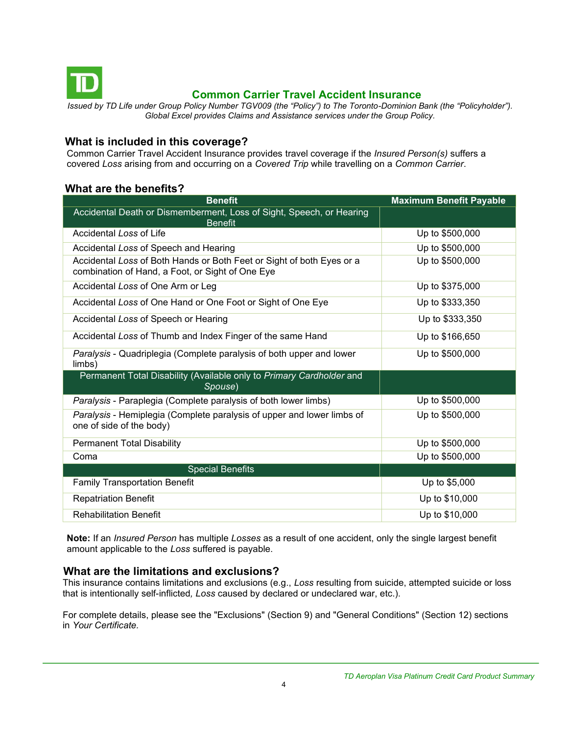# Common Carrier Travel Accident Insurance

*Issued by TD Life under Group Policy Number TGV009 (the "Policy") to The Toronto-Dominion Bank (the "Policyholder"). Global Excel provides Claims and Assistance services under the Group Policy.*

## What is included in this coverage?

Common Carrier Travel Accident Insurance provides travel coverage if the *Insured Person(s)* suffers a covered *Loss* arising from and occurring on a *Covered Trip* while travelling on a *Common Carrier*.

## What are the benefits?

| Benefit | Maximum Benefit Payable |
|---|---|
| **Accidental Death or Dismemberment, Loss of Sight, Speech, or Hearing Benefit** | |
| Accidental *Loss* of Life | Up to $500,000 |
| Accidental *Loss* of Speech and Hearing | Up to $500,000 |
| Accidental *Loss* of Both Hands or Both Feet or Sight of both Eyes or a combination of Hand, a Foot, or Sight of One Eye | Up to $500,000 |
| Accidental *Loss* of One Arm or Leg | Up to $375,000 |
| Accidental *Loss* of One Hand or One Foot or Sight of One Eye | Up to $333,350 |
| Accidental *Loss* of Speech or Hearing | Up to $333,350 |
| Accidental *Loss* of Thumb and Index Finger of the same Hand | Up to $166,650 |
| *Paralysis* - Quadriplegia (Complete paralysis of both upper and lower limbs) | Up to $500,000 |
| **Permanent Total Disability (Available only to *Primary Cardholder* and *Spouse*)** | |
| *Paralysis* - Paraplegia (Complete paralysis of both lower limbs) | Up to $500,000 |
| *Paralysis* - Hemiplegia (Complete paralysis of upper and lower limbs of one of side of the body) | Up to $500,000 |
| Permanent Total Disability | Up to $500,000 |
| Coma | Up to $500,000 |
| **Special Benefits** | |
| Family Transportation Benefit | Up to $5,000 |
| Repatriation Benefit | Up to $10,000 |
| Rehabilitation Benefit | Up to $10,000 |

**Note:** If an *Insured Person* has multiple *Losses* as a result of one accident, only the single largest benefit amount applicable to the *Loss* suffered is payable.

## What are the limitations and exclusions?

This insurance contains limitations and exclusions (e.g., *Loss* resulting from suicide, attempted suicide or loss that is intentionally self-inflicted, *Loss* caused by declared or undeclared war, etc.).

For complete details, please see the "Exclusions" (Section 9) and "General Conditions" (Section 12) sections in *Your Certificate.*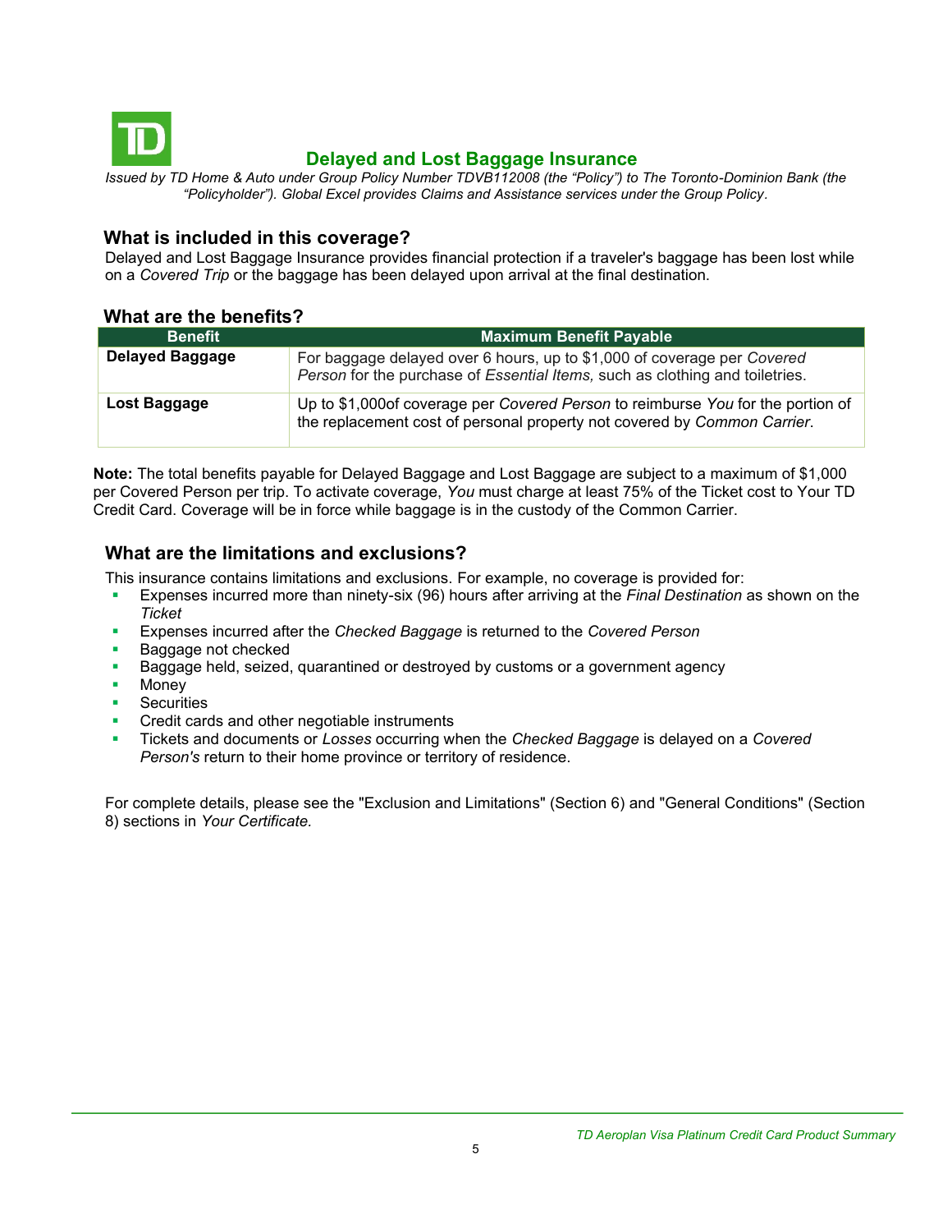# Delayed and Lost Baggage Insurance

*Issued by TD Home & Auto under Group Policy Number TDVB112008 (the "Policy") to The Toronto-Dominion Bank (the "Policyholder"). Global Excel provides Claims and Assistance services under the Group Policy.*

## What is included in this coverage?

Delayed and Lost Baggage Insurance provides financial protection if a traveler's baggage has been lost while on a *Covered Trip* or the baggage has been delayed upon arrival at the final destination.

## What are the benefits?

| Benefit | Maximum Benefit Payable |
|---|---|
| **Delayed Baggage** | For baggage delayed over 6 hours, up to $1,000 of coverage per *Covered Person* for the purchase of *Essential Items,* such as clothing and toiletries. |
| **Lost Baggage** | Up to $1,000of coverage per *Covered Person* to reimburse *You* for the portion of the replacement cost of personal property not covered by *Common Carrier*. |

**Note:** The total benefits payable for Delayed Baggage and Lost Baggage are subject to a maximum of $1,000 per Covered Person per trip. To activate coverage, *You* must charge at least 75% of the Ticket cost to Your TD Credit Card. Coverage will be in force while baggage is in the custody of the Common Carrier.

## What are the limitations and exclusions?

This insurance contains limitations and exclusions. For example, no coverage is provided for:

- Expenses incurred more than ninety-six (96) hours after arriving at the *Final Destination* as shown on the *Ticket*
- Expenses incurred after the *Checked Baggage* is returned to the *Covered Person*
- Baggage not checked
- Baggage held, seized, quarantined or destroyed by customs or a government agency
- Money
- Securities
- Credit cards and other negotiable instruments
- Tickets and documents or *Losses* occurring when the *Checked Baggage* is delayed on a *Covered Person's* return to their home province or territory of residence.

For complete details, please see the "Exclusion and Limitations" (Section 6) and "General Conditions" (Section 8) sections in *Your Certificate.*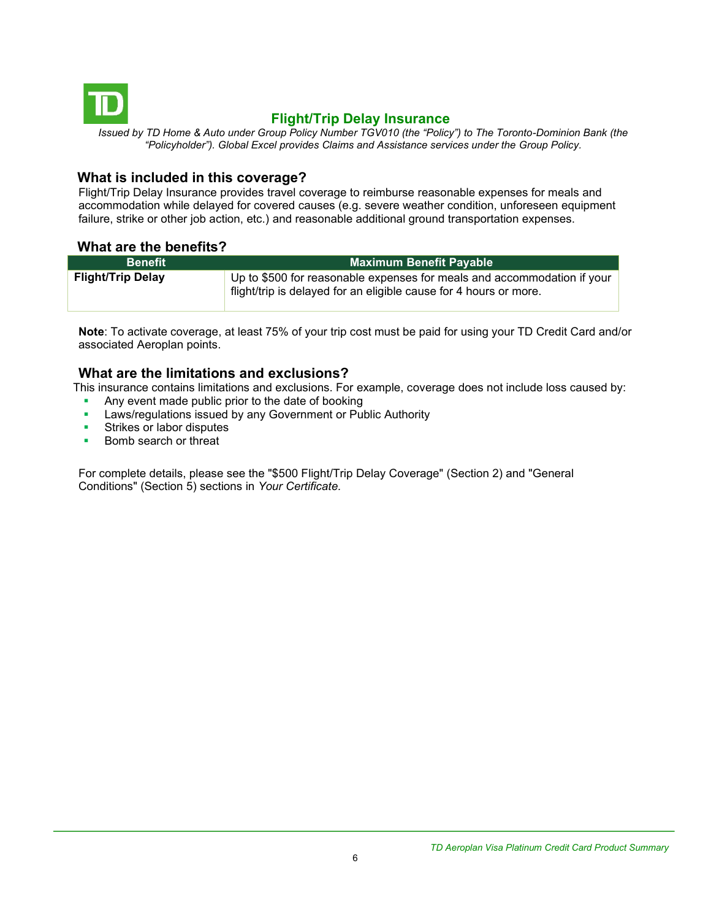## Flight/Trip Delay Insurance

*Issued by TD Home & Auto under Group Policy Number TGV010 (the "Policy") to The Toronto-Dominion Bank (the "Policyholder"). Global Excel provides Claims and Assistance services under the Group Policy.*

### What is included in this coverage?

Flight/Trip Delay Insurance provides travel coverage to reimburse reasonable expenses for meals and accommodation while delayed for covered causes (e.g. severe weather condition, unforeseen equipment failure, strike or other job action, etc.) and reasonable additional ground transportation expenses.

### What are the benefits?

| Benefit | Maximum Benefit Payable |
|---|---|
| **Flight/Trip Delay** | Up to $500 for reasonable expenses for meals and accommodation if your flight/trip is delayed for an eligible cause for 4 hours or more. |

**Note**: To activate coverage, at least 75% of your trip cost must be paid for using your TD Credit Card and/or associated Aeroplan points.

### What are the limitations and exclusions?

This insurance contains limitations and exclusions. For example, coverage does not include loss caused by:

- Any event made public prior to the date of booking
- Laws/regulations issued by any Government or Public Authority
- Strikes or labor disputes
- Bomb search or threat

For complete details, please see the "$500 Flight/Trip Delay Coverage" (Section 2) and "General Conditions" (Section 5) sections in *Your Certificate.*